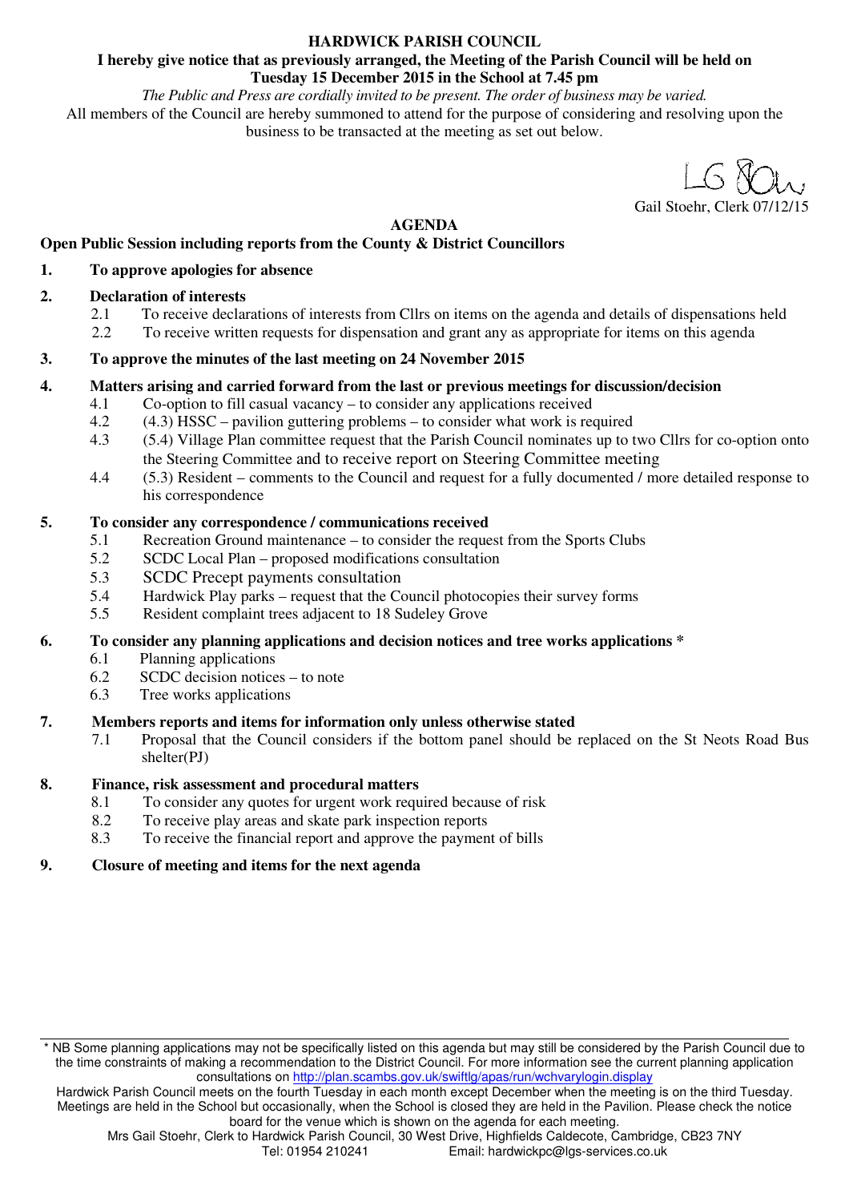# HARDWICK PARISH COUNCIL

**I hereby give notice that as previously arranged, the Meeting of the Parish Council will be held on Tuesday 15 December 2015 in the School at 7.45 pm**

*The Public and Press are cordially invited to be present. The order of business may be varied.*

All members of the Council are hereby summoned to attend for the purpose of considering and resolving upon the business to be transacted at the meeting as set out below.

LG Stoehr

Gail Stoehr, Clerk 07/12/15

## AGENDA

**Open Public Session including reports from the County & District Councillors**

**1. To approve apologies for absence**

**2. Declaration of interests**

- 2.1 To receive declarations of interests from Cllrs on items on the agenda and details of dispensations held
- 2.2 To receive written requests for dispensation and grant any as appropriate for items on this agenda

**3. To approve the minutes of the last meeting on 24 November 2015**

**4. Matters arising and carried forward from the last or previous meetings for discussion/decision**

- 4.1 Co-option to fill casual vacancy – to consider any applications received
- 4.2 (4.3) HSSC – pavilion guttering problems – to consider what work is required
- 4.3 (5.4) Village Plan committee request that the Parish Council nominates up to two Cllrs for co-option onto the Steering Committee and to receive report on Steering Committee meeting
- 4.4 (5.3) Resident – comments to the Council and request for a fully documented / more detailed response to his correspondence

**5. To consider any correspondence / communications received**

- 5.1 Recreation Ground maintenance – to consider the request from the Sports Clubs
- 5.2 SCDC Local Plan – proposed modifications consultation
- 5.3 SCDC Precept payments consultation
- 5.4 Hardwick Play parks – request that the Council photocopies their survey forms
- 5.5 Resident complaint trees adjacent to 18 Sudeley Grove

**6. To consider any planning applications and decision notices and tree works applications ***

- 6.1 Planning applications
- 6.2 SCDC decision notices – to note
- 6.3 Tree works applications

**7. Members reports and items for information only unless otherwise stated**

- 7.1 Proposal that the Council considers if the bottom panel should be replaced on the St Neots Road Bus shelter(PJ)

**8. Finance, risk assessment and procedural matters**

- 8.1 To consider any quotes for urgent work required because of risk
- 8.2 To receive play areas and skate park inspection reports
- 8.3 To receive the financial report and approve the payment of bills

**9. Closure of meeting and items for the next agenda**

---

* NB Some planning applications may not be specifically listed on this agenda but may still be considered by the Parish Council due to the time constraints of making a recommendation to the District Council. For more information see the current planning application consultations on http://plan.scambs.gov.uk/swiftlg/apas/run/wchvarylogin.display

Hardwick Parish Council meets on the fourth Tuesday in each month except December when the meeting is on the third Tuesday. Meetings are held in the School but occasionally, when the School is closed they are held in the Pavilion. Please check the notice board for the venue which is shown on the agenda for each meeting.

Mrs Gail Stoehr, Clerk to Hardwick Parish Council, 30 West Drive, Highfields Caldecote, Cambridge, CB23 7NY
Tel: 01954 210241 Email: hardwickpc@lgs-services.co.uk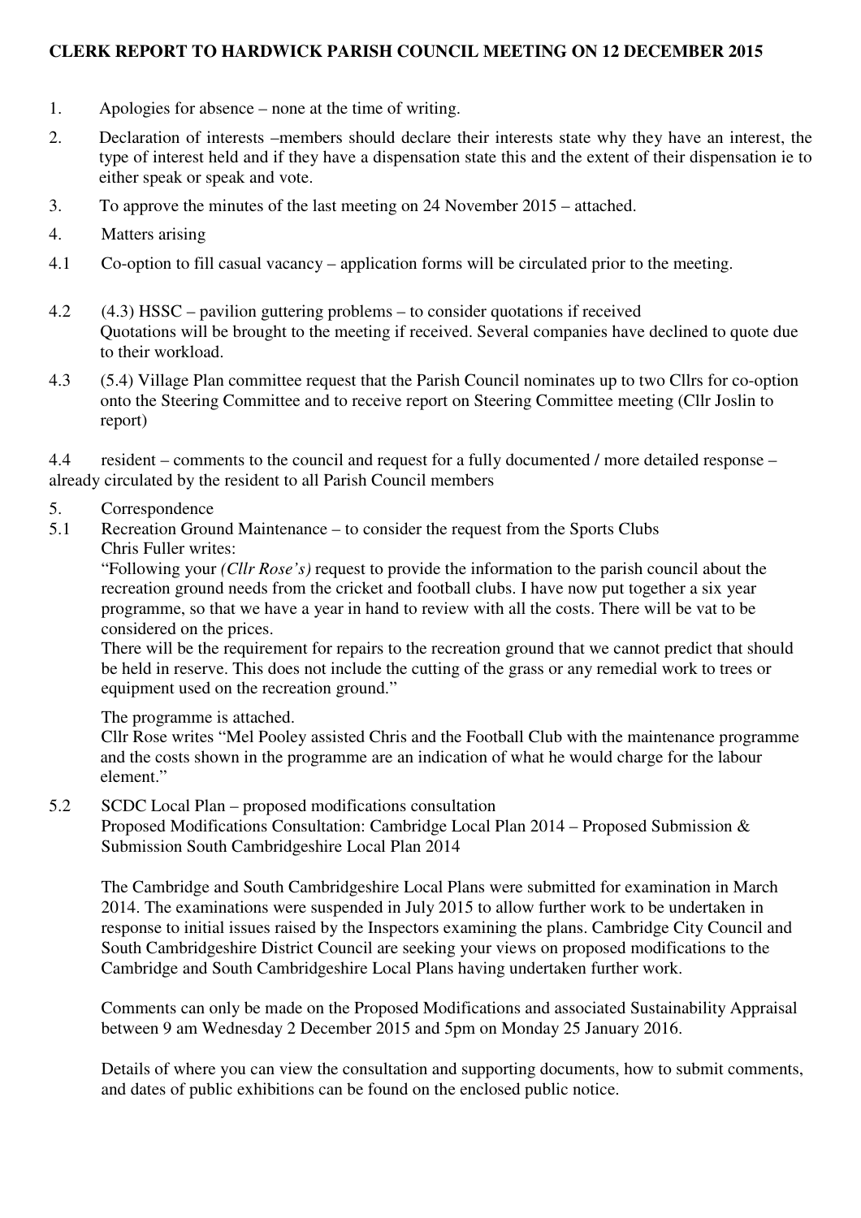**CLERK REPORT TO HARDWICK PARISH COUNCIL MEETING ON 12 DECEMBER 2015**

1. Apologies for absence – none at the time of writing.

2. Declaration of interests –members should declare their interests state why they have an interest, the type of interest held and if they have a dispensation state this and the extent of their dispensation ie to either speak or speak and vote.

3. To approve the minutes of the last meeting on 24 November 2015 – attached.

4. Matters arising

4.1 Co-option to fill casual vacancy – application forms will be circulated prior to the meeting.

4.2 (4.3) HSSC – pavilion guttering problems – to consider quotations if received
Quotations will be brought to the meeting if received. Several companies have declined to quote due to their workload.

4.3 (5.4) Village Plan committee request that the Parish Council nominates up to two Cllrs for co-option onto the Steering Committee and to receive report on Steering Committee meeting (Cllr Joslin to report)

4.4 resident – comments to the council and request for a fully documented / more detailed response – already circulated by the resident to all Parish Council members

5. Correspondence

5.1 Recreation Ground Maintenance – to consider the request from the Sports Clubs
Chris Fuller writes:
"Following your *(Cllr Rose's)* request to provide the information to the parish council about the recreation ground needs from the cricket and football clubs. I have now put together a six year programme, so that we have a year in hand to review with all the costs. There will be vat to be considered on the prices.
There will be the requirement for repairs to the recreation ground that we cannot predict that should be held in reserve. This does not include the cutting of the grass or any remedial work to trees or equipment used on the recreation ground."

The programme is attached.
Cllr Rose writes "Mel Pooley assisted Chris and the Football Club with the maintenance programme and the costs shown in the programme are an indication of what he would charge for the labour element."

5.2 SCDC Local Plan – proposed modifications consultation
Proposed Modifications Consultation: Cambridge Local Plan 2014 – Proposed Submission & Submission South Cambridgeshire Local Plan 2014

The Cambridge and South Cambridgeshire Local Plans were submitted for examination in March 2014. The examinations were suspended in July 2015 to allow further work to be undertaken in response to initial issues raised by the Inspectors examining the plans. Cambridge City Council and South Cambridgeshire District Council are seeking your views on proposed modifications to the Cambridge and South Cambridgeshire Local Plans having undertaken further work.

Comments can only be made on the Proposed Modifications and associated Sustainability Appraisal between 9 am Wednesday 2 December 2015 and 5pm on Monday 25 January 2016.

Details of where you can view the consultation and supporting documents, how to submit comments, and dates of public exhibitions can be found on the enclosed public notice.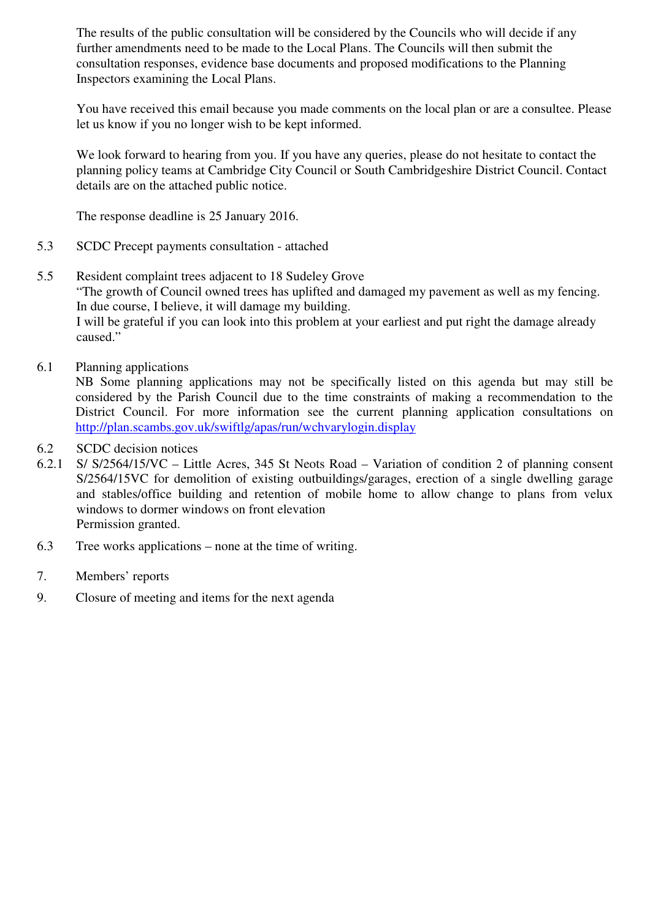The results of the public consultation will be considered by the Councils who will decide if any further amendments need to be made to the Local Plans. The Councils will then submit the consultation responses, evidence base documents and proposed modifications to the Planning Inspectors examining the Local Plans.

You have received this email because you made comments on the local plan or are a consultee. Please let us know if you no longer wish to be kept informed.

We look forward to hearing from you. If you have any queries, please do not hesitate to contact the planning policy teams at Cambridge City Council or South Cambridgeshire District Council. Contact details are on the attached public notice.

The response deadline is 25 January 2016.

5.3 SCDC Precept payments consultation - attached

5.5 Resident complaint trees adjacent to 18 Sudeley Grove
"The growth of Council owned trees has uplifted and damaged my pavement as well as my fencing. In due course, I believe, it will damage my building.
I will be grateful if you can look into this problem at your earliest and put right the damage already caused."

6.1 Planning applications
NB Some planning applications may not be specifically listed on this agenda but may still be considered by the Parish Council due to the time constraints of making a recommendation to the District Council. For more information see the current planning application consultations on [http://plan.scambs.gov.uk/swiftlg/apas/run/wchvarylogin.display](http://plan.scambs.gov.uk/swiftlg/apas/run/wchvarylogin.display)

6.2 SCDC decision notices

6.2.1 S/ S/2564/15/VC – Little Acres, 345 St Neots Road – Variation of condition 2 of planning consent S/2564/15VC for demolition of existing outbuildings/garages, erection of a single dwelling garage and stables/office building and retention of mobile home to allow change to plans from velux windows to dormer windows on front elevation
Permission granted.

6.3 Tree works applications – none at the time of writing.

7. Members' reports

9. Closure of meeting and items for the next agenda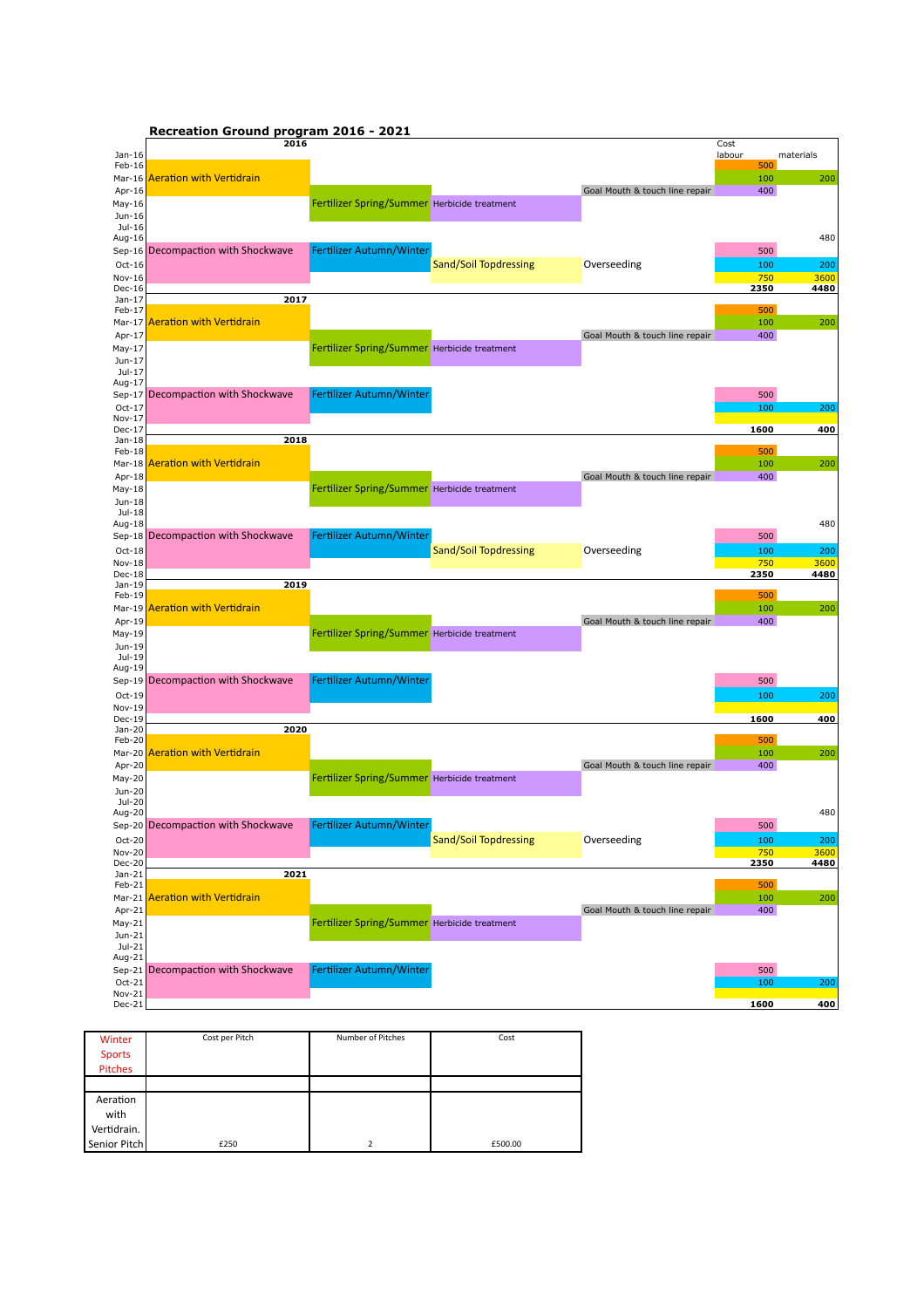## Recreation Ground program 2016 - 2021

| Month | | | | | Cost labour | materials |
|---|---|---|---|---|---|---|
| **2016** | | | | | | |
| Jan-16 | | | | | | |
| Feb-16 | | | | | 500 | |
| Mar-16 | Aeration with Vertidrain | | | | 100 | 200 |
| Apr-16 | | | | Goal Mouth & touch line repair | 400 | |
| May-16 | | Fertilizer Spring/Summer | Herbicide treatment | | | |
| Jun-16 | | | | | | |
| Jul-16 | | | | | | |
| Aug-16 | | | | | | 480 |
| Sep-16 | Decompaction with Shockwave | Fertilizer Autumn/Winter | | | 500 | |
| Oct-16 | | | Sand/Soil Topdressing | Overseeding | 100 | 200 |
| Nov-16 | | | | | 750 | 3600 |
| Dec-16 | | | | | **2350** | **4480** |
| **2017** | | | | | | |
| Jan-17 | | | | | | |
| Feb-17 | | | | | 500 | |
| Mar-17 | Aeration with Vertidrain | | | | 100 | 200 |
| Apr-17 | | | | Goal Mouth & touch line repair | 400 | |
| May-17 | | Fertilizer Spring/Summer | Herbicide treatment | | | |
| Jun-17 | | | | | | |
| Jul-17 | | | | | | |
| Aug-17 | | | | | | |
| Sep-17 | Decompaction with Shockwave | Fertilizer Autumn/Winter | | | 500 | |
| Oct-17 | | | | | 100 | 200 |
| Nov-17 | | | | | | |
| Dec-17 | | | | | **1600** | **400** |
| **2018** | | | | | | |
| Jan-18 | | | | | | |
| Feb-18 | | | | | 500 | |
| Mar-18 | Aeration with Vertidrain | | | | 100 | 200 |
| Apr-18 | | | | Goal Mouth & touch line repair | 400 | |
| May-18 | | Fertilizer Spring/Summer | Herbicide treatment | | | |
| Jun-18 | | | | | | |
| Jul-18 | | | | | | |
| Aug-18 | | | | | | 480 |
| Sep-18 | Decompaction with Shockwave | Fertilizer Autumn/Winter | | | 500 | |
| Oct-18 | | | Sand/Soil Topdressing | Overseeding | 100 | 200 |
| Nov-18 | | | | | 750 | 3600 |
| Dec-18 | | | | | **2350** | **4480** |
| **2019** | | | | | | |
| Jan-19 | | | | | | |
| Feb-19 | | | | | 500 | |
| Mar-19 | Aeration with Vertidrain | | | | 100 | 200 |
| Apr-19 | | | | Goal Mouth & touch line repair | 400 | |
| May-19 | | Fertilizer Spring/Summer | Herbicide treatment | | | |
| Jun-19 | | | | | | |
| Jul-19 | | | | | | |
| Aug-19 | | | | | | |
| Sep-19 | Decompaction with Shockwave | Fertilizer Autumn/Winter | | | 500 | |
| Oct-19 | | | | | 100 | 200 |
| Nov-19 | | | | | | |
| Dec-19 | | | | | **1600** | **400** |
| **2020** | | | | | | |
| Jan-20 | | | | | | |
| Feb-20 | | | | | 500 | |
| Mar-20 | Aeration with Vertidrain | | | | 100 | 200 |
| Apr-20 | | | | Goal Mouth & touch line repair | 400 | |
| May-20 | | Fertilizer Spring/Summer | Herbicide treatment | | | |
| Jun-20 | | | | | | |
| Jul-20 | | | | | | |
| Aug-20 | | | | | | 480 |
| Sep-20 | Decompaction with Shockwave | Fertilizer Autumn/Winter | | | 500 | |
| Oct-20 | | | Sand/Soil Topdressing | Overseeding | 100 | 200 |
| Nov-20 | | | | | 750 | 3600 |
| Dec-20 | | | | | **2350** | **4480** |
| **2021** | | | | | | |
| Jan-21 | | | | | | |
| Feb-21 | | | | | 500 | |
| Mar-21 | Aeration with Vertidrain | | | | 100 | 200 |
| Apr-21 | | | | Goal Mouth & touch line repair | 400 | |
| May-21 | | Fertilizer Spring/Summer | Herbicide treatment | | | |
| Jun-21 | | | | | | |
| Jul-21 | | | | | | |
| Aug-21 | | | | | | |
| Sep-21 | Decompaction with Shockwave | Fertilizer Autumn/Winter | | | 500 | |
| Oct-21 | | | | | 100 | 200 |
| Nov-21 | | | | | | |
| Dec-21 | | | | | **1600** | **400** |

| Winter Sports Pitches | Cost per Pitch | Number of Pitches | Cost |
|---|---|---|---|
| | | | |
| Aeration with Vertidrain. Senior Pitch | £250 | 2 | £500.00 |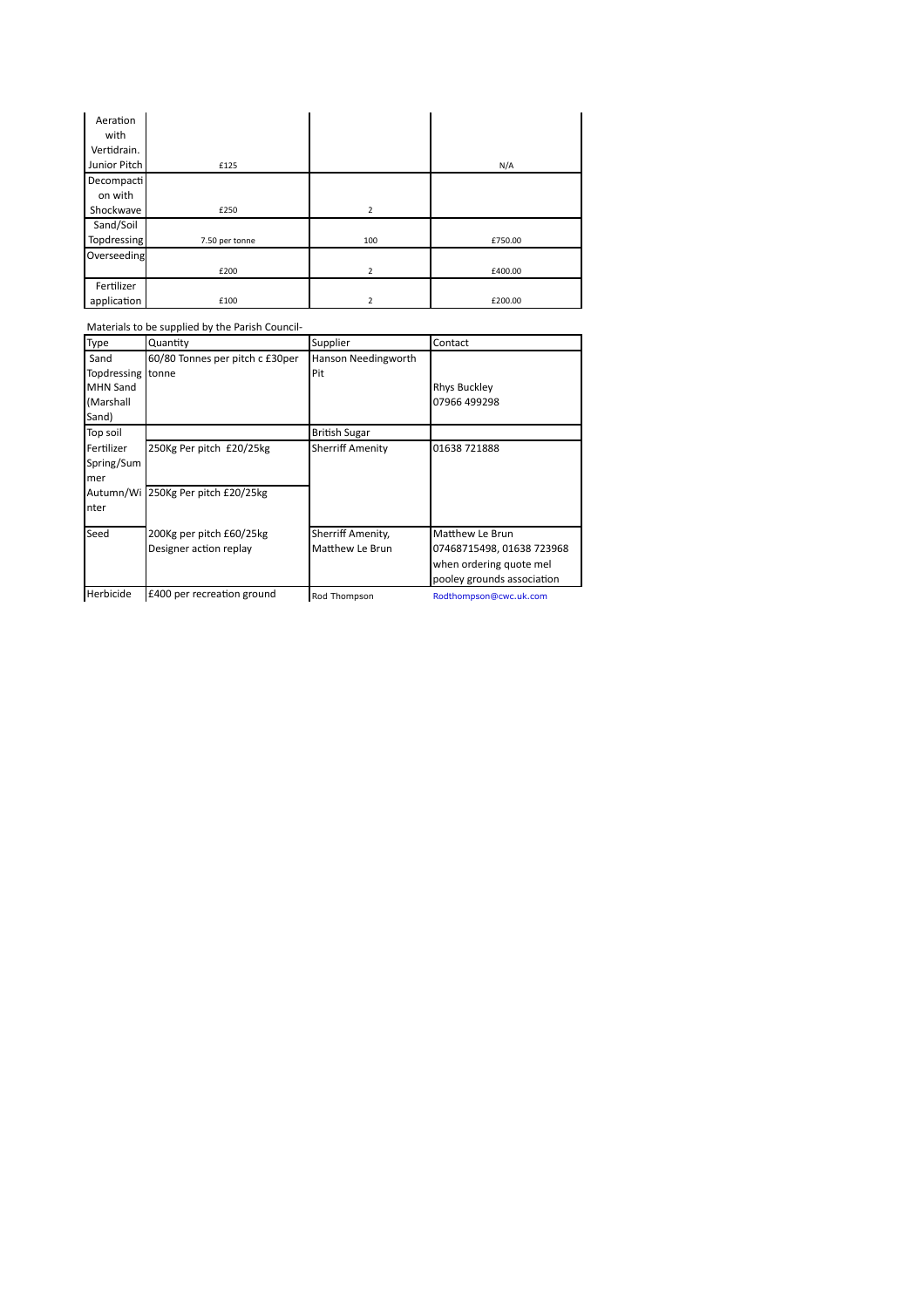| | | | |
|---|---|---|---|
| Aeration with Vertidrain. Junior Pitch | £125 | | N/A |
| Decompaction with Shockwave | £250 | 2 | |
| Sand/Soil Topdressing | 7.50 per tonne | 100 | £750.00 |
| Overseeding | £200 | 2 | £400.00 |
| Fertilizer application | £100 | 2 | £200.00 |

Materials to be supplied by the Parish Council-

| Type | Quantity | Supplier | Contact |
|---|---|---|---|
| Sand Topdressing MHN Sand (Marshall Sand) | 60/80 Tonnes per pitch c £30per tonne | Hanson Needingworth Pit | Rhys Buckley 07966 499298 |
| Top soil | | British Sugar | |
| Fertilizer Spring/Summer | 250Kg Per pitch £20/25kg | Sherriff Amenity | 01638 721888 |
| Autumn/Winter | 250Kg Per pitch £20/25kg | | |
| Seed | 200Kg per pitch £60/25kg Designer action replay | Sherriff Amenity, Matthew Le Brun | Matthew Le Brun 07468715498, 01638 723968 when ordering quote mel pooley grounds association |
| Herbicide | £400 per recreation ground | Rod Thompson | Rodthompson@cwc.uk.com |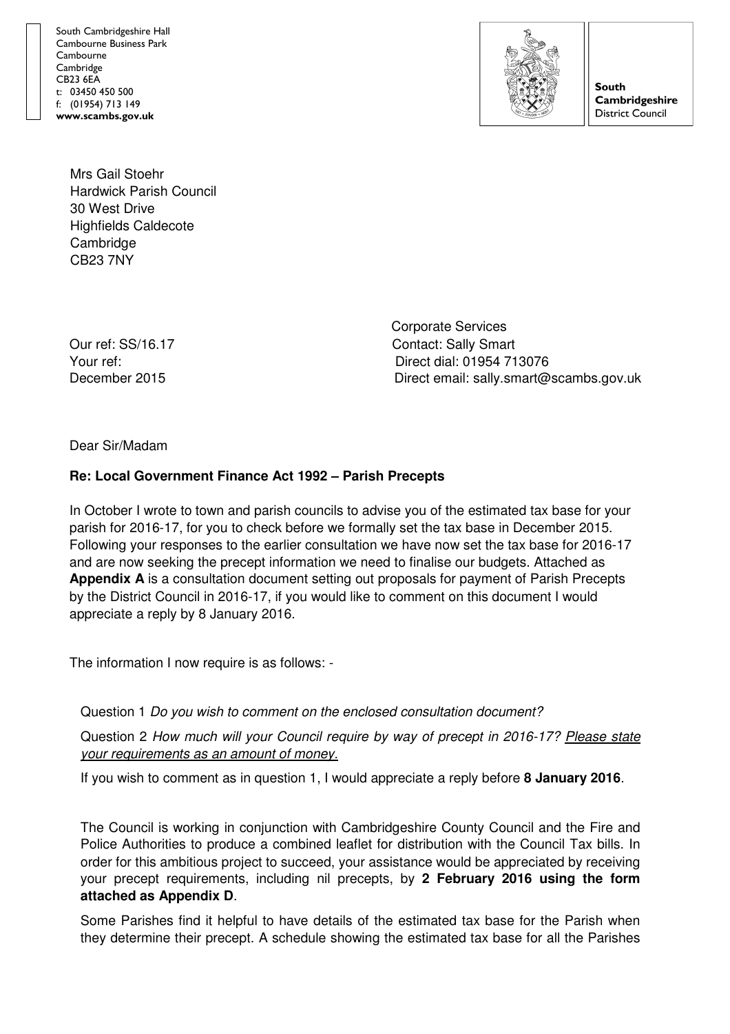South Cambridgeshire Hall
Cambourne Business Park
Cambourne
Cambridge
CB23 6EA
t: 03450 450 500
f: (01954) 713 149
**www.scambs.gov.uk**

**South Cambridgeshire** District Council

Mrs Gail Stoehr
Hardwick Parish Council
30 West Drive
Highfields Caldecote
Cambridge
CB23 7NY

Corporate Services

Our ref: SS/16.17
Your ref:
December 2015

Contact: Sally Smart
Direct dial: 01954 713076
Direct email: sally.smart@scambs.gov.uk

Dear Sir/Madam

**Re: Local Government Finance Act 1992 – Parish Precepts**

In October I wrote to town and parish councils to advise you of the estimated tax base for your parish for 2016-17, for you to check before we formally set the tax base in December 2015. Following your responses to the earlier consultation we have now set the tax base for 2016-17 and are now seeking the precept information we need to finalise our budgets. Attached as **Appendix A** is a consultation document setting out proposals for payment of Parish Precepts by the District Council in 2016-17, if you would like to comment on this document I would appreciate a reply by 8 January 2016.

The information I now require is as follows: -

Question 1 *Do you wish to comment on the enclosed consultation document?*

Question 2 *How much will your Council require by way of precept in 2016-17? Please state your requirements as an amount of money.*

If you wish to comment as in question 1, I would appreciate a reply before **8 January 2016**.

The Council is working in conjunction with Cambridgeshire County Council and the Fire and Police Authorities to produce a combined leaflet for distribution with the Council Tax bills. In order for this ambitious project to succeed, your assistance would be appreciated by receiving your precept requirements, including nil precepts, by **2 February 2016 using the form attached as Appendix D**.

Some Parishes find it helpful to have details of the estimated tax base for the Parish when they determine their precept. A schedule showing the estimated tax base for all the Parishes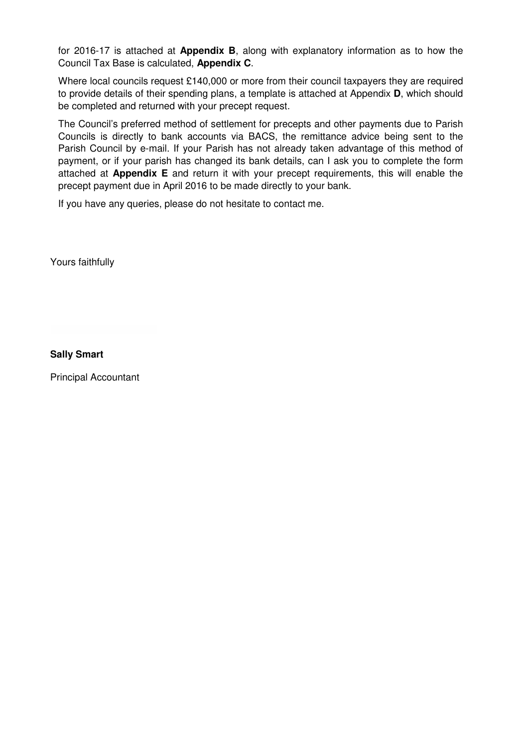for 2016-17 is attached at **Appendix B**, along with explanatory information as to how the Council Tax Base is calculated, **Appendix C**.

Where local councils request £140,000 or more from their council taxpayers they are required to provide details of their spending plans, a template is attached at Appendix **D**, which should be completed and returned with your precept request.

The Council's preferred method of settlement for precepts and other payments due to Parish Councils is directly to bank accounts via BACS, the remittance advice being sent to the Parish Council by e-mail. If your Parish has not already taken advantage of this method of payment, or if your parish has changed its bank details, can I ask you to complete the form attached at **Appendix E** and return it with your precept requirements, this will enable the precept payment due in April 2016 to be made directly to your bank.

If you have any queries, please do not hesitate to contact me.

Yours faithfully

**Sally Smart**

Principal Accountant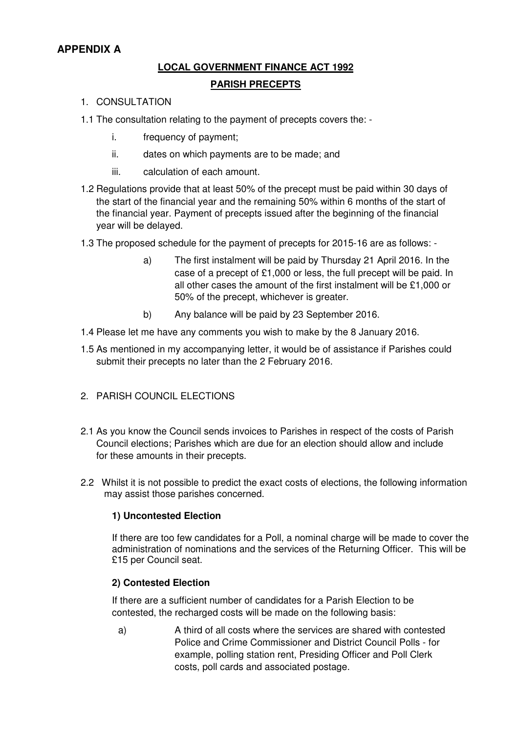# APPENDIX A

**LOCAL GOVERNMENT FINANCE ACT 1992**

**PARISH PRECEPTS**

1. CONSULTATION

1.1 The consultation relating to the payment of precepts covers the: -

   i. frequency of payment;

   ii. dates on which payments are to be made; and

   iii. calculation of each amount.

1.2 Regulations provide that at least 50% of the precept must be paid within 30 days of the start of the financial year and the remaining 50% within 6 months of the start of the financial year. Payment of precepts issued after the beginning of the financial year will be delayed.

1.3 The proposed schedule for the payment of precepts for 2015-16 are as follows: -

   a) The first instalment will be paid by Thursday 21 April 2016. In the case of a precept of £1,000 or less, the full precept will be paid. In all other cases the amount of the first instalment will be £1,000 or 50% of the precept, whichever is greater.

   b) Any balance will be paid by 23 September 2016.

1.4 Please let me have any comments you wish to make by the 8 January 2016.

1.5 As mentioned in my accompanying letter, it would be of assistance if Parishes could submit their precepts no later than the 2 February 2016.

2. PARISH COUNCIL ELECTIONS

2.1 As you know the Council sends invoices to Parishes in respect of the costs of Parish Council elections; Parishes which are due for an election should allow and include for these amounts in their precepts.

2.2 Whilst it is not possible to predict the exact costs of elections, the following information may assist those parishes concerned.

**1) Uncontested Election**

If there are too few candidates for a Poll, a nominal charge will be made to cover the administration of nominations and the services of the Returning Officer. This will be £15 per Council seat.

**2) Contested Election**

If there are a sufficient number of candidates for a Parish Election to be contested, the recharged costs will be made on the following basis:

   a) A third of all costs where the services are shared with contested Police and Crime Commissioner and District Council Polls - for example, polling station rent, Presiding Officer and Poll Clerk costs, poll cards and associated postage.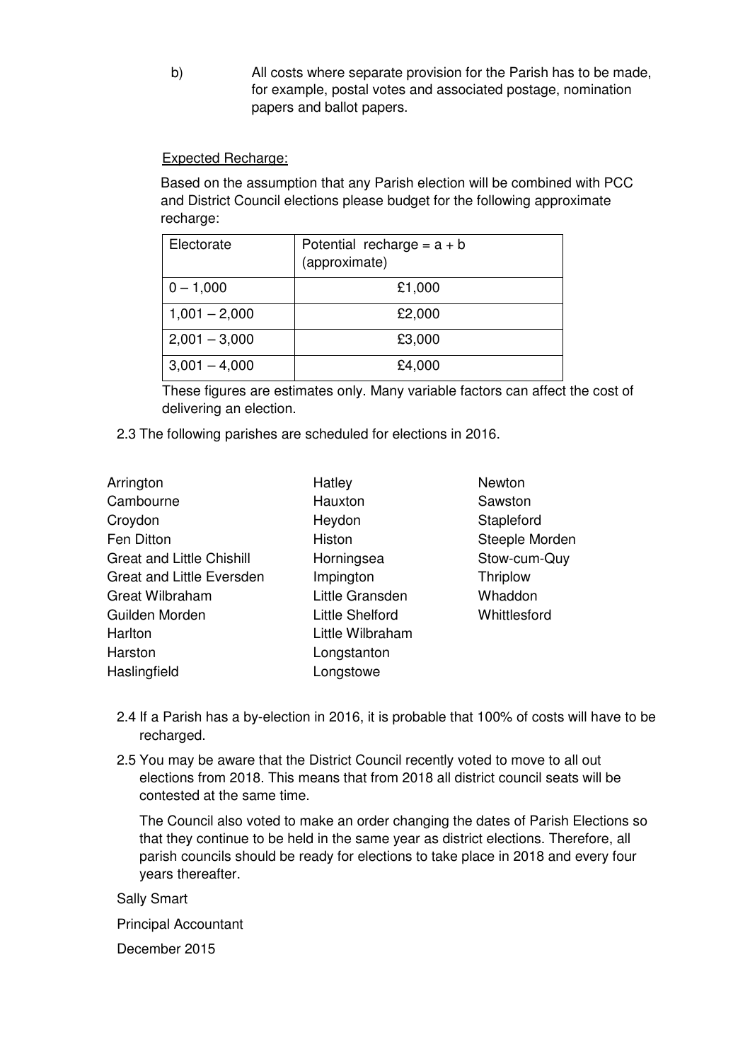b) All costs where separate provision for the Parish has to be made, for example, postal votes and associated postage, nomination papers and ballot papers.

<u>Expected Recharge:</u>

Based on the assumption that any Parish election will be combined with PCC and District Council elections please budget for the following approximate recharge:

| Electorate | Potential recharge = a + b (approximate) |
|---|---|
| 0 – 1,000 | £1,000 |
| 1,001 – 2,000 | £2,000 |
| 2,001 – 3,000 | £3,000 |
| 3,001 – 4,000 | £4,000 |

These figures are estimates only. Many variable factors can affect the cost of delivering an election.

2.3 The following parishes are scheduled for elections in 2016.

- Arrington
- Cambourne
- Croydon
- Fen Ditton
- Great and Little Chishill
- Great and Little Eversden
- Great Wilbraham
- Guilden Morden
- Harlton
- Harston
- Haslingfield
- Hatley
- Hauxton
- Heydon
- Histon
- Horningsea
- Impington
- Little Gransden
- Little Shelford
- Little Wilbraham
- Longstanton
- Longstowe
- Newton
- Sawston
- Stapleford
- Steeple Morden
- Stow-cum-Quy
- Thriplow
- Whaddon
- Whittlesford

2.4 If a Parish has a by-election in 2016, it is probable that 100% of costs will have to be recharged.

2.5 You may be aware that the District Council recently voted to move to all out elections from 2018. This means that from 2018 all district council seats will be contested at the same time.

The Council also voted to make an order changing the dates of Parish Elections so that they continue to be held in the same year as district elections. Therefore, all parish councils should be ready for elections to take place in 2018 and every four years thereafter.

Sally Smart

Principal Accountant

December 2015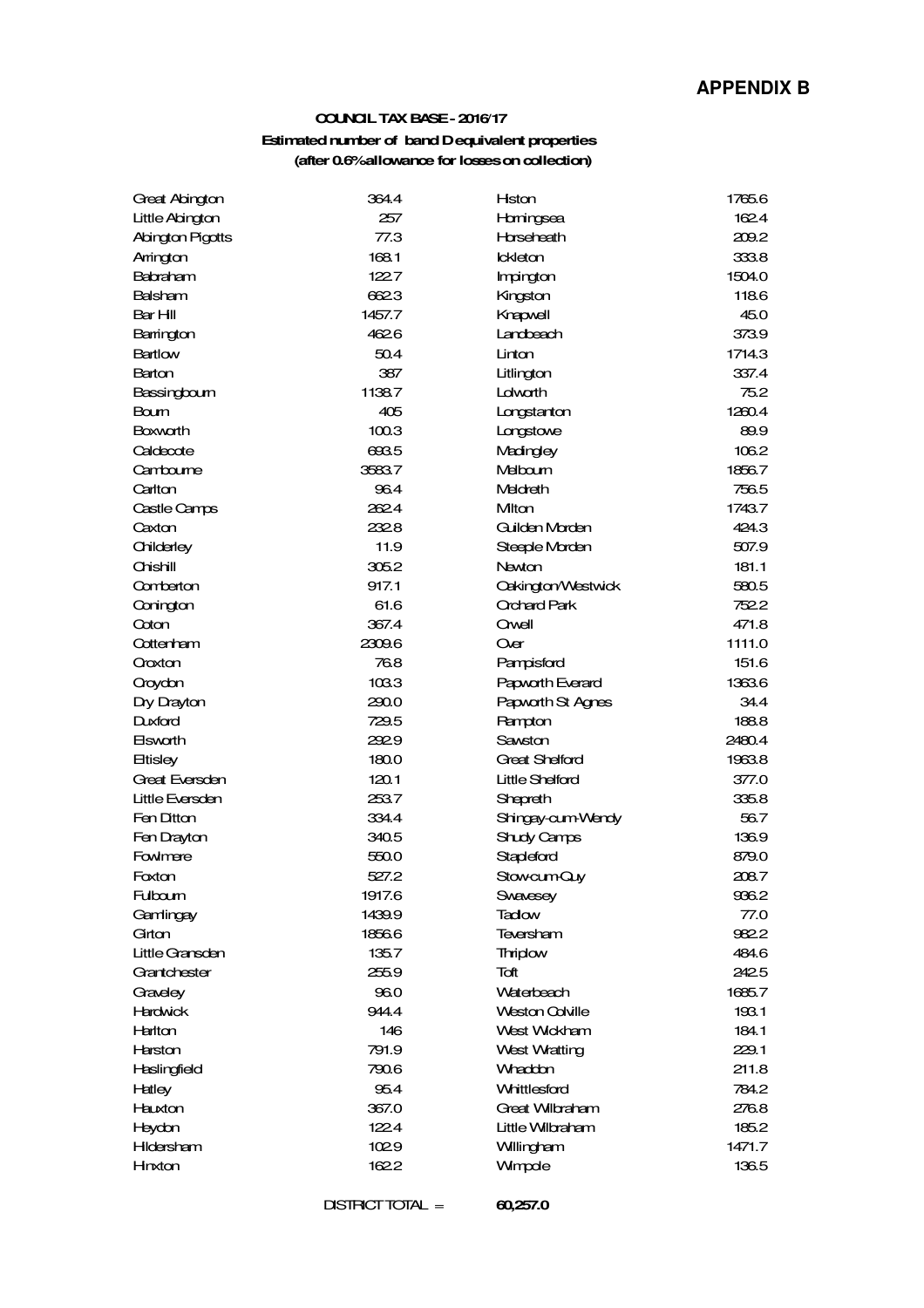# APPENDIX B

**COUNCIL TAX BASE - 2016/17**

**Estimated number of band D equivalent properties**

**(after 0.6% allowance for losses on collection)**

| | | | |
|---|---|---|---|
| Great Abington | 364.4 | Histon | 1765.6 |
| Little Abington | 257 | Horningsea | 162.4 |
| Abington Pigotts | 77.3 | Horseheath | 209.2 |
| Arrington | 168.1 | Ickleton | 333.8 |
| Babraham | 122.7 | Impington | 1504.0 |
| Balsham | 662.3 | Kingston | 118.6 |
| Bar Hill | 1457.7 | Knapwell | 45.0 |
| Barrington | 462.6 | Landbeach | 373.9 |
| Bartlow | 50.4 | Linton | 1714.3 |
| Barton | 387 | Litlington | 337.4 |
| Bassingbourn | 1138.7 | Lolworth | 75.2 |
| Bourn | 405 | Longstanton | 1260.4 |
| Boxworth | 100.3 | Longstowe | 89.9 |
| Caldecote | 693.5 | Madingley | 106.2 |
| Cambourne | 3583.7 | Melbourn | 1856.7 |
| Carlton | 96.4 | Meldreth | 756.5 |
| Castle Camps | 262.4 | Milton | 1743.7 |
| Caxton | 232.8 | Guilden Morden | 424.3 |
| Childerley | 11.9 | Steeple Morden | 507.9 |
| Chishill | 305.2 | Newton | 181.1 |
| Comberton | 917.1 | Oakington/Westwick | 580.5 |
| Conington | 61.6 | Orchard Park | 752.2 |
| Coton | 367.4 | Orwell | 471.8 |
| Cottenham | 2309.6 | Over | 1111.0 |
| Croxton | 76.8 | Pampisford | 151.6 |
| Croydon | 103.3 | Papworth Everard | 1363.6 |
| Dry Drayton | 290.0 | Papworth St Agnes | 34.4 |
| Duxford | 729.5 | Rampton | 188.8 |
| Elsworth | 292.9 | Sawston | 2480.4 |
| Eltisley | 180.0 | Great Shelford | 1963.8 |
| Great Eversden | 120.1 | Little Shelford | 377.0 |
| Little Eversden | 253.7 | Shepreth | 335.8 |
| Fen Ditton | 334.4 | Shingay-cum-Wendy | 56.7 |
| Fen Drayton | 340.5 | Shudy Camps | 136.9 |
| Fowlmere | 550.0 | Stapleford | 879.0 |
| Foxton | 527.2 | Stow-cum-Quy | 208.7 |
| Fulbourn | 1917.6 | Swavesey | 936.2 |
| Gamlingay | 1439.9 | Tadlow | 77.0 |
| Girton | 1856.6 | Teversham | 982.2 |
| Little Gransden | 135.7 | Thriplow | 484.6 |
| Grantchester | 255.9 | Toft | 242.5 |
| Graveley | 96.0 | Waterbeach | 1685.7 |
| Hardwick | 944.4 | Weston Colville | 193.1 |
| Harlton | 146 | West Wickham | 184.1 |
| Harston | 791.9 | West Wratting | 229.1 |
| Haslingfield | 790.6 | Whaddon | 211.8 |
| Hatley | 95.4 | Whittlesford | 784.2 |
| Hauxton | 367.0 | Great Wilbraham | 276.8 |
| Heydon | 122.4 | Little Wilbraham | 185.2 |
| Hildersham | 102.9 | Willingham | 1471.7 |
| Hinxton | 162.2 | Wimpole | 136.5 |

DISTRICT TOTAL = **60,257.0**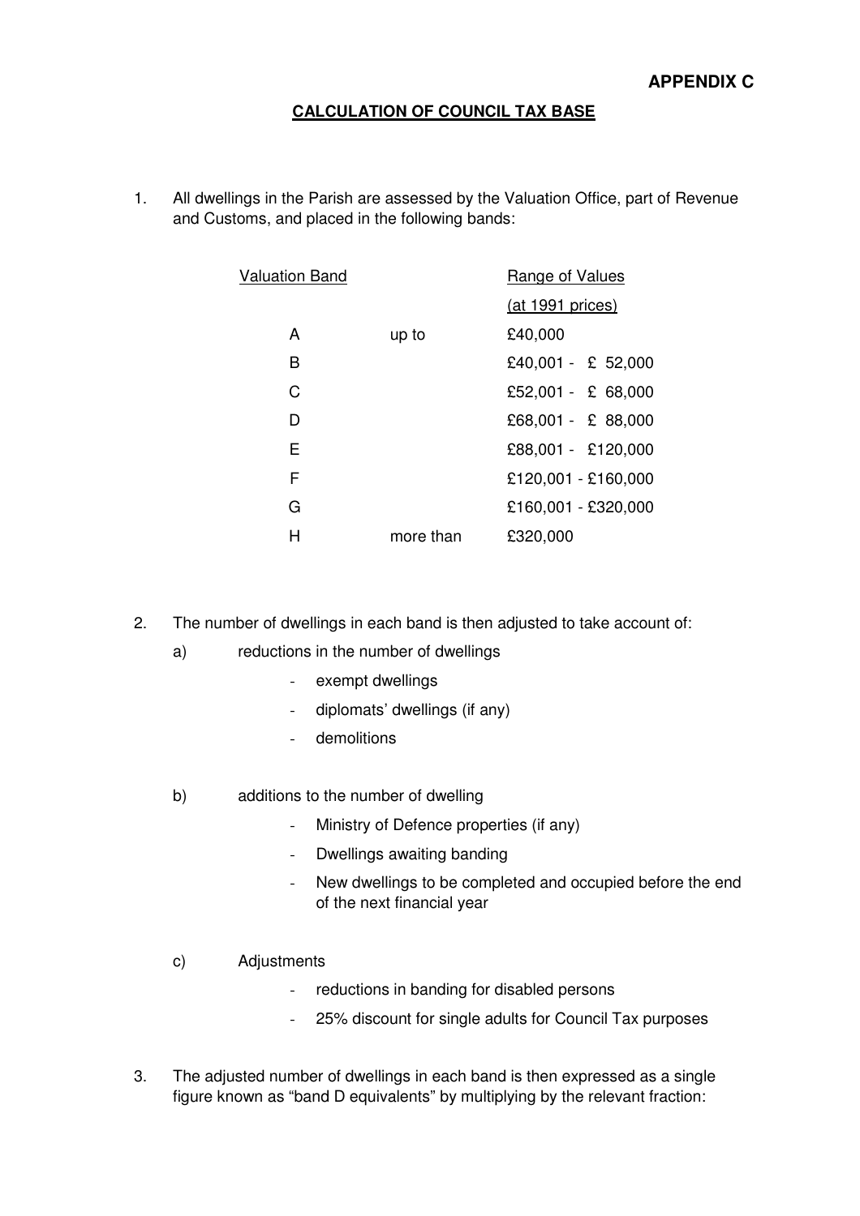**APPENDIX C**

## CALCULATION OF COUNCIL TAX BASE

1. All dwellings in the Parish are assessed by the Valuation Office, part of Revenue and Customs, and placed in the following bands:

| Valuation Band | | Range of Values (at 1991 prices) |
|---|---|---|
| A | up to | £40,000 |
| B | | £40,001 - £ 52,000 |
| C | | £52,001 - £ 68,000 |
| D | | £68,001 - £ 88,000 |
| E | | £88,001 - £120,000 |
| F | | £120,001 - £160,000 |
| G | | £160,001 - £320,000 |
| H | more than | £320,000 |

2. The number of dwellings in each band is then adjusted to take account of:

   a) reductions in the number of dwellings
      - exempt dwellings
      - diplomats' dwellings (if any)
      - demolitions

   b) additions to the number of dwelling
      - Ministry of Defence properties (if any)
      - Dwellings awaiting banding
      - New dwellings to be completed and occupied before the end of the next financial year

   c) Adjustments
      - reductions in banding for disabled persons
      - 25% discount for single adults for Council Tax purposes

3. The adjusted number of dwellings in each band is then expressed as a single figure known as "band D equivalents" by multiplying by the relevant fraction: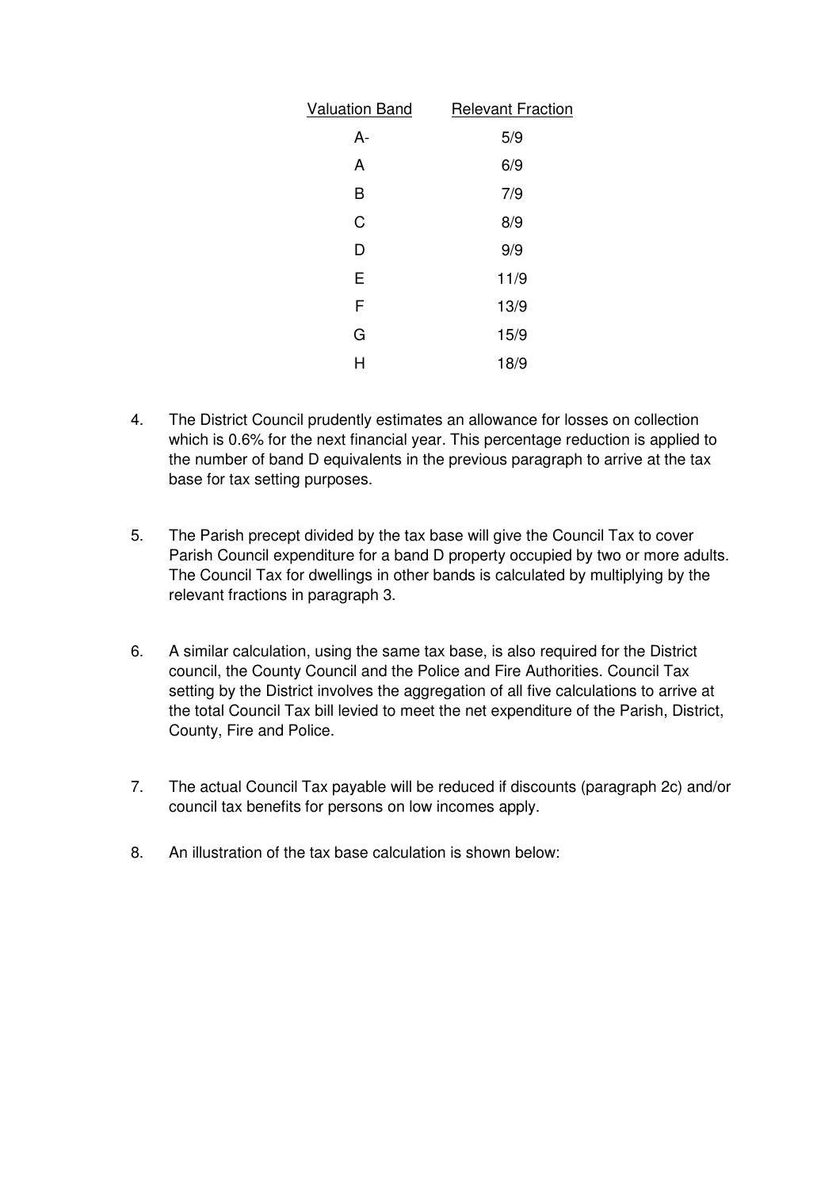| Valuation Band | Relevant Fraction |
| --- | --- |
| A- | 5/9 |
| A | 6/9 |
| B | 7/9 |
| C | 8/9 |
| D | 9/9 |
| E | 11/9 |
| F | 13/9 |
| G | 15/9 |
| H | 18/9 |

4. The District Council prudently estimates an allowance for losses on collection which is 0.6% for the next financial year. This percentage reduction is applied to the number of band D equivalents in the previous paragraph to arrive at the tax base for tax setting purposes.

5. The Parish precept divided by the tax base will give the Council Tax to cover Parish Council expenditure for a band D property occupied by two or more adults. The Council Tax for dwellings in other bands is calculated by multiplying by the relevant fractions in paragraph 3.

6. A similar calculation, using the same tax base, is also required for the District council, the County Council and the Police and Fire Authorities. Council Tax setting by the District involves the aggregation of all five calculations to arrive at the total Council Tax bill levied to meet the net expenditure of the Parish, District, County, Fire and Police.

7. The actual Council Tax payable will be reduced if discounts (paragraph 2c) and/or council tax benefits for persons on low incomes apply.

8. An illustration of the tax base calculation is shown below: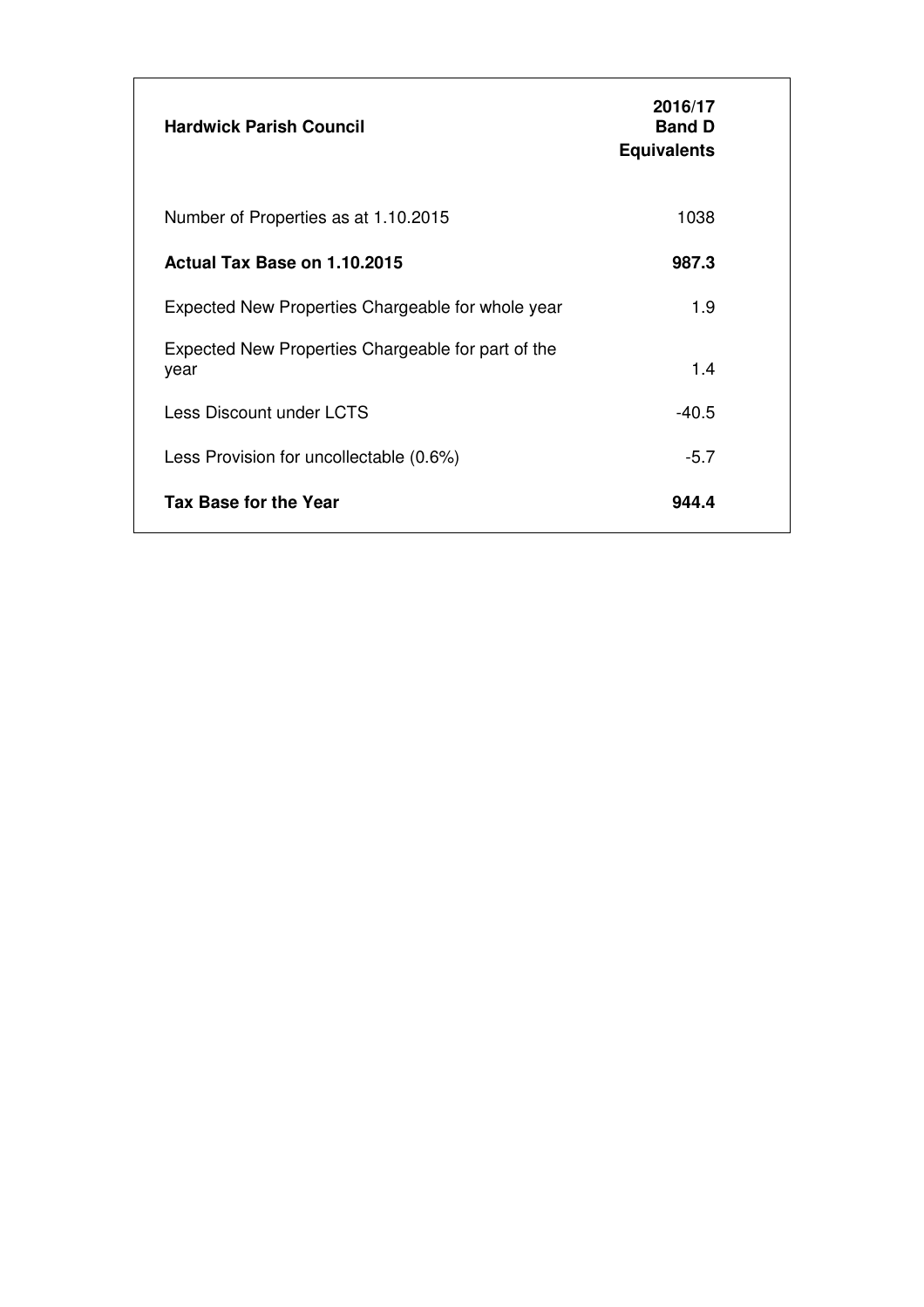| Hardwick Parish Council | 2016/17 Band D Equivalents |
|---|---|
| Number of Properties as at 1.10.2015 | 1038 |
| **Actual Tax Base on 1.10.2015** | **987.3** |
| Expected New Properties Chargeable for whole year | 1.9 |
| Expected New Properties Chargeable for part of the year | 1.4 |
| Less Discount under LCTS | -40.5 |
| Less Provision for uncollectable (0.6%) | -5.7 |
| **Tax Base for the Year** | **944.4** |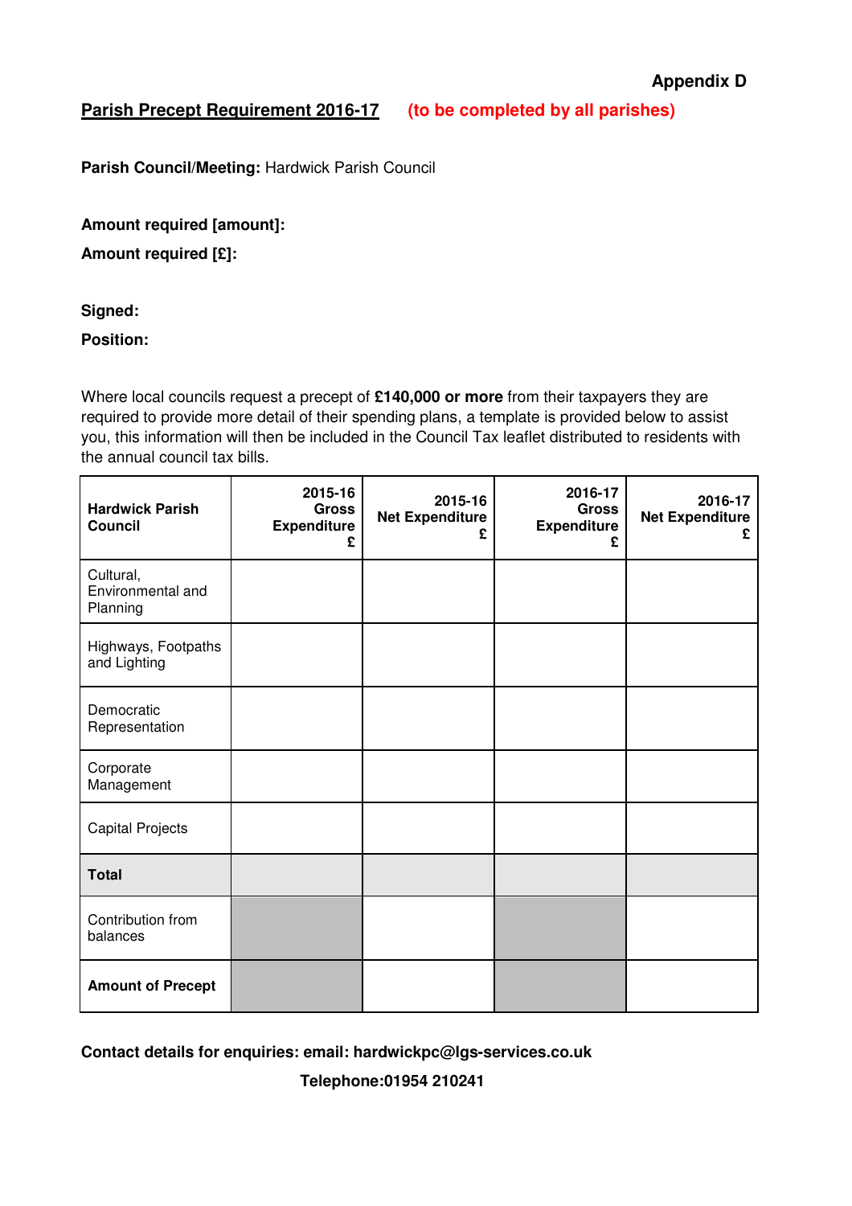**Appendix D**

**Parish Precept Requirement 2016-17** **(to be completed by all parishes)**

**Parish Council/Meeting:** Hardwick Parish Council

**Amount required [amount]:**

**Amount required [£]:**

**Signed:**

**Position:**

Where local councils request a precept of **£140,000 or more** from their taxpayers they are required to provide more detail of their spending plans, a template is provided below to assist you, this information will then be included in the Council Tax leaflet distributed to residents with the annual council tax bills.

| Hardwick Parish Council | 2015-16 Gross Expenditure £ | 2015-16 Net Expenditure £ | 2016-17 Gross Expenditure £ | 2016-17 Net Expenditure £ |
|---|---|---|---|---|
| Cultural, Environmental and Planning | | | | |
| Highways, Footpaths and Lighting | | | | |
| Democratic Representation | | | | |
| Corporate Management | | | | |
| Capital Projects | | | | |
| **Total** | | | | |
| Contribution from balances | | | | |
| **Amount of Precept** | | | | |

**Contact details for enquiries: email: hardwickpc@lgs-services.co.uk**

**Telephone:01954 210241**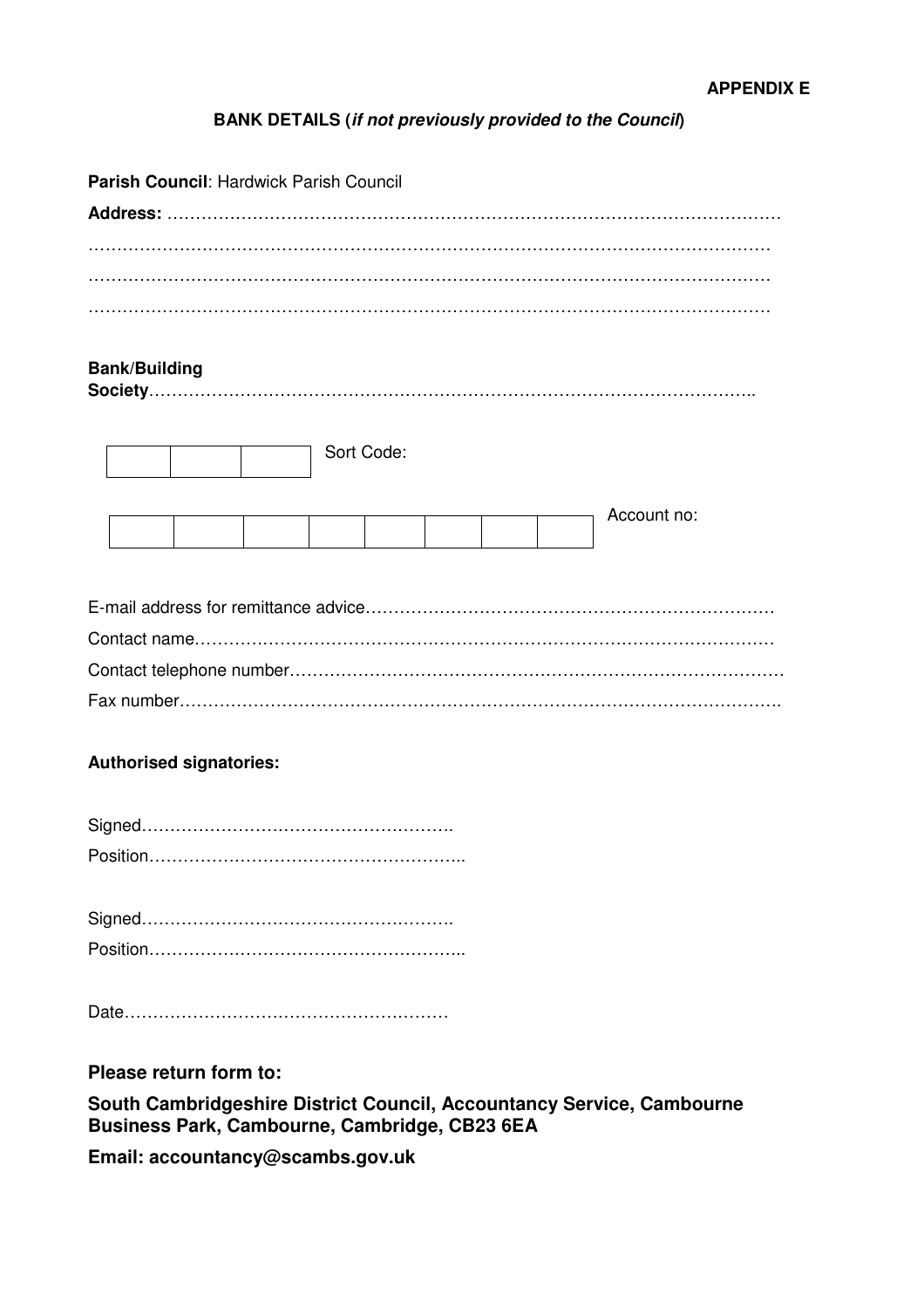**APPENDIX E**

**BANK DETAILS (*if not previously provided to the Council*)**

**Parish Council**: Hardwick Parish Council

**Address:** …………………………………………………………………………………………………

…………………………………………………………………………………………………………

…………………………………………………………………………………………………………

…………………………………………………………………………………………………………

**Bank/Building Society**……………………………………………………………………………………..

| | | | Sort Code: |
|---|---|---|---|

| | | | | | | | | Account no: |
|---|---|---|---|---|---|---|---|---|

E-mail address for remittance advice………………………………………………………………

Contact name…………………………………………………………………………………………

Contact telephone number…………………………………………………………………………

Fax number……………………………………………………………………………………………

**Authorised signatories:**

Signed……………………………………………….

Position………………………………………………..

Signed……………………………………………….

Position………………………………………………..

Date…………………………………………………

**Please return form to:**

**South Cambridgeshire District Council, Accountancy Service, Cambourne Business Park, Cambourne, Cambridge, CB23 6EA**

**Email: accountancy@scambs.gov.uk**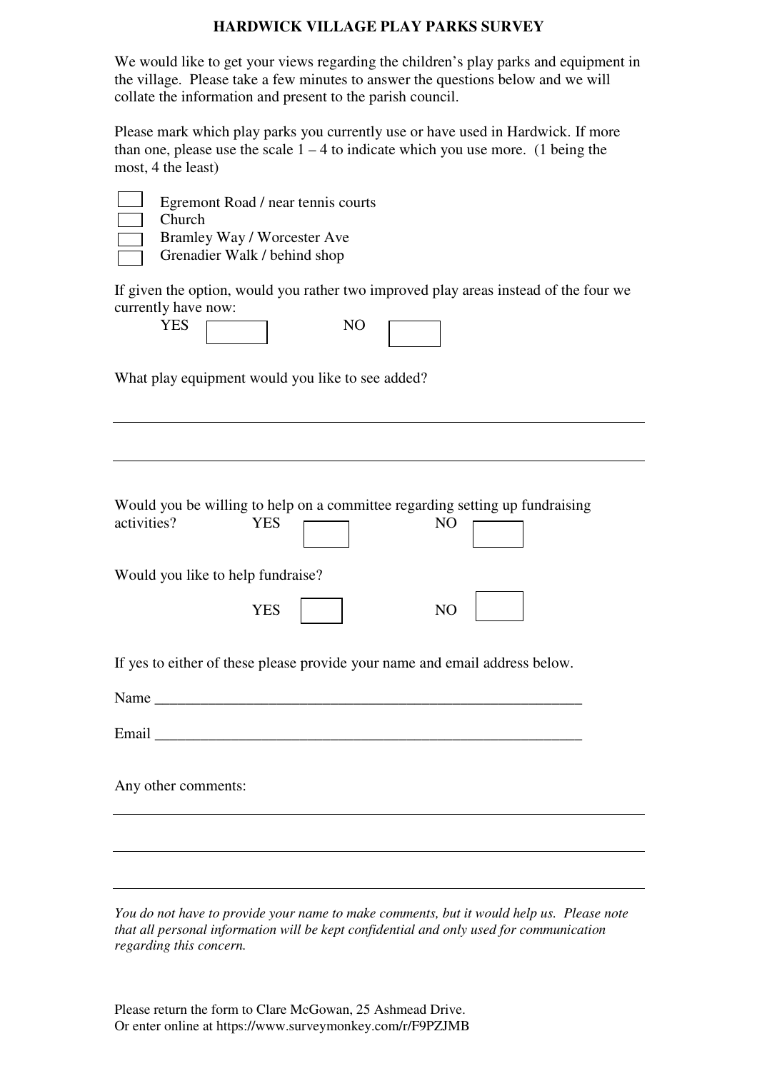# HARDWICK VILLAGE PLAY PARKS SURVEY

We would like to get your views regarding the children's play parks and equipment in the village. Please take a few minutes to answer the questions below and we will collate the information and present to the parish council.

Please mark which play parks you currently use or have used in Hardwick. If more than one, please use the scale 1 – 4 to indicate which you use more. (1 being the most, 4 the least)

- ☐ Egremont Road / near tennis courts
- ☐ Church
- ☐ Bramley Way / Worcester Ave
- ☐ Grenadier Walk / behind shop

If given the option, would you rather two improved play areas instead of the four we currently have now:

YES ☐ NO ☐

What play equipment would you like to see added?

\_\_\_\_\_\_\_\_\_\_\_\_\_\_\_\_\_\_\_\_\_\_\_\_\_\_\_\_\_\_\_\_\_\_\_\_\_\_\_\_\_\_\_\_\_\_\_\_\_\_\_\_\_\_\_\_\_\_

\_\_\_\_\_\_\_\_\_\_\_\_\_\_\_\_\_\_\_\_\_\_\_\_\_\_\_\_\_\_\_\_\_\_\_\_\_\_\_\_\_\_\_\_\_\_\_\_\_\_\_\_\_\_\_\_\_\_

Would you be willing to help on a committee regarding setting up fundraising activities? YES ☐ NO ☐

Would you like to help fundraise?

YES ☐ NO ☐

If yes to either of these please provide your name and email address below.

Name \_\_\_\_\_\_\_\_\_\_\_\_\_\_\_\_\_\_\_\_\_\_\_\_\_\_\_\_\_\_\_\_\_\_\_\_\_\_\_\_\_\_\_\_\_\_\_\_\_\_\_\_

Email \_\_\_\_\_\_\_\_\_\_\_\_\_\_\_\_\_\_\_\_\_\_\_\_\_\_\_\_\_\_\_\_\_\_\_\_\_\_\_\_\_\_\_\_\_\_\_\_\_\_\_\_

Any other comments:

\_\_\_\_\_\_\_\_\_\_\_\_\_\_\_\_\_\_\_\_\_\_\_\_\_\_\_\_\_\_\_\_\_\_\_\_\_\_\_\_\_\_\_\_\_\_\_\_\_\_\_\_\_\_\_\_\_\_

\_\_\_\_\_\_\_\_\_\_\_\_\_\_\_\_\_\_\_\_\_\_\_\_\_\_\_\_\_\_\_\_\_\_\_\_\_\_\_\_\_\_\_\_\_\_\_\_\_\_\_\_\_\_\_\_\_\_

\_\_\_\_\_\_\_\_\_\_\_\_\_\_\_\_\_\_\_\_\_\_\_\_\_\_\_\_\_\_\_\_\_\_\_\_\_\_\_\_\_\_\_\_\_\_\_\_\_\_\_\_\_\_\_\_\_\_

*You do not have to provide your name to make comments, but it would help us. Please note that all personal information will be kept confidential and only used for communication regarding this concern.*

Please return the form to Clare McGowan, 25 Ashmead Drive.
Or enter online at https://www.surveymonkey.com/r/F9PZJMB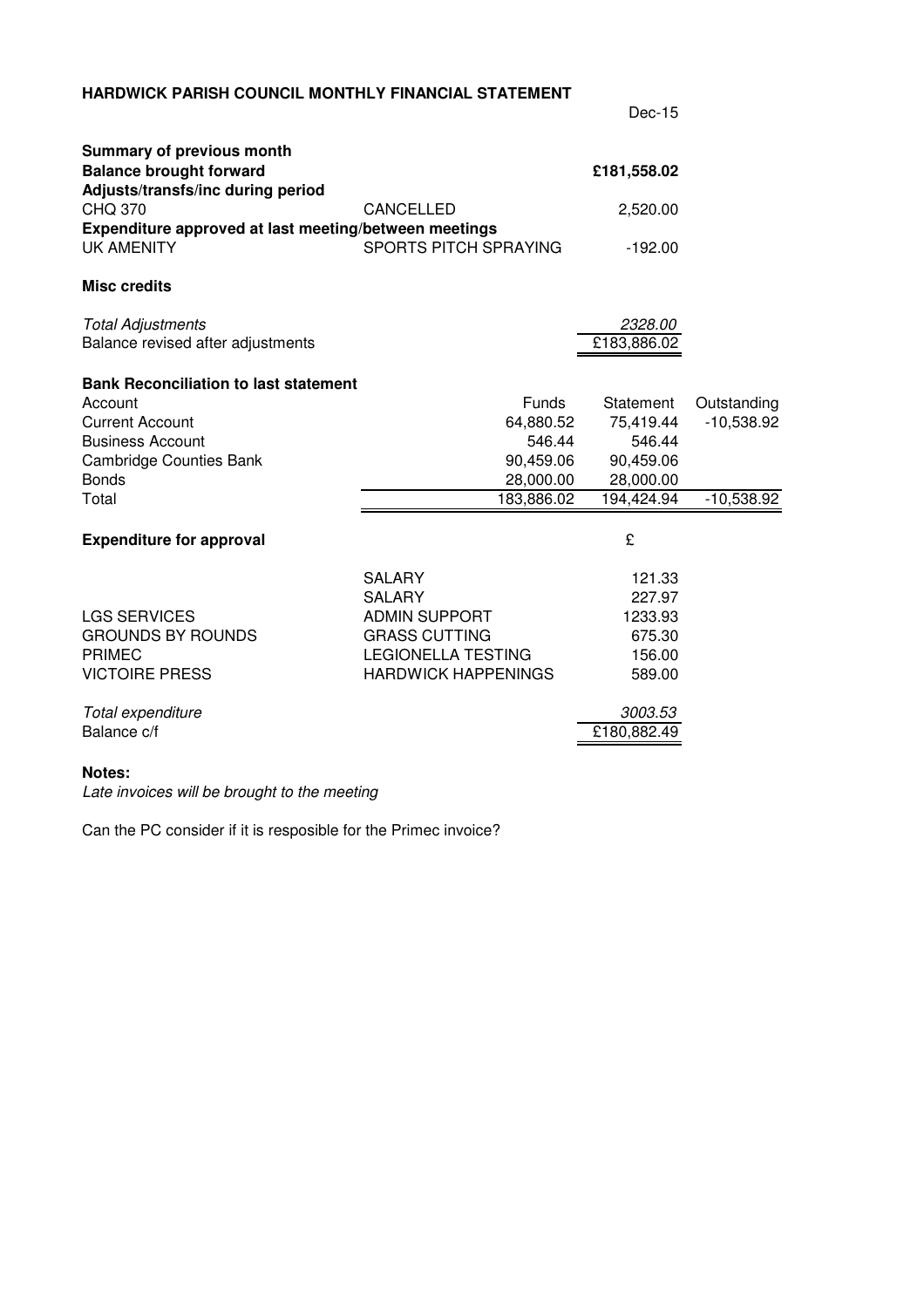**HARDWICK PARISH COUNCIL MONTHLY FINANCIAL STATEMENT**

Dec-15

| | | | |
|---|---|---|---|
| **Summary of previous month** | | | |
| **Balance brought forward** | | **£181,558.02** | |
| **Adjusts/transfs/inc during period** | | | |
| CHQ 370 | CANCELLED | 2,520.00 | |
| **Expenditure approved at last meeting/between meetings** | | | |
| UK AMENITY | SPORTS PITCH SPRAYING | -192.00 | |
| **Misc credits** | | | |
| *Total Adjustments* | | *2328.00* | |
| Balance revised after adjustments | | £183,886.02 | |

**Bank Reconciliation to last statement**

| Account | Funds | Statement | Outstanding |
|---|---|---|---|
| Current Account | 64,880.52 | 75,419.44 | -10,538.92 |
| Business Account | 546.44 | 546.44 | |
| Cambridge Counties Bank | 90,459.06 | 90,459.06 | |
| Bonds | 28,000.00 | 28,000.00 | |
| Total | 183,886.02 | 194,424.94 | -10,538.92 |

**Expenditure for approval**

| | | £ |
|---|---|---|
| | SALARY | 121.33 |
| | SALARY | 227.97 |
| LGS SERVICES | ADMIN SUPPORT | 1233.93 |
| GROUNDS BY ROUNDS | GRASS CUTTING | 675.30 |
| PRIMEC | LEGIONELLA TESTING | 156.00 |
| VICTOIRE PRESS | HARDWICK HAPPENINGS | 589.00 |
| *Total expenditure* | | *3003.53* |
| Balance c/f | | £180,882.49 |

**Notes:**

*Late invoices will be brought to the meeting*

Can the PC consider if it is resposible for the Primec invoice?